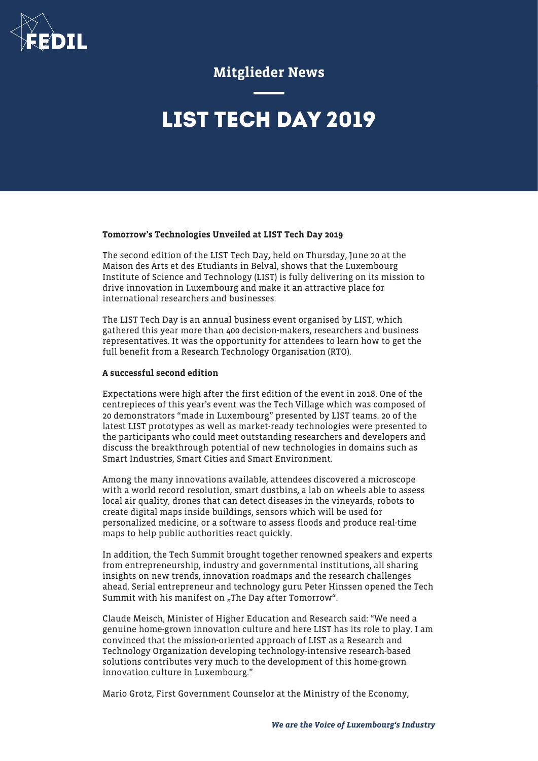# Mitglieder News

# LIST TECH DAY 2019

**Tomorrow's Technologies Unveiled at LIST Tech Day 2019**

The second edition of the LIST Tech Day, held on Thursday, June 20 at the Maison des Arts et des Etudiants in Belval, shows that the Luxembourg Institute of Science and Technology (LIST) is fully delivering on its mission to drive innovation in Luxembourg and make it an attractive place for international researchers and businesses.

The LIST Tech Day is an annual business event organised by LIST, which gathered this year more than 400 decision-makers, researchers and business representatives. It was the opportunity for attendees to learn how to get the full benefit from a Research Technology Organisation (RTO).

**A successful second edition**

Expectations were high after the first edition of the event in 2018. One of the centrepieces of this year's event was the Tech Village which was composed of 20 demonstrators "made in Luxembourg" presented by LIST teams. 20 of the latest LIST prototypes as well as market-ready technologies were presented to the participants who could meet outstanding researchers and developers and discuss the breakthrough potential of new technologies in domains such as Smart Industries, Smart Cities and Smart Environment.

Among the many innovations available, attendees discovered a microscope with a world record resolution, smart dustbins, a lab on wheels able to assess local air quality, drones that can detect diseases in the vineyards, robots to create digital maps inside buildings, sensors which will be used for personalized medicine, or a software to assess floods and produce real-time maps to help public authorities react quickly.

In addition, the Tech Summit brought together renowned speakers and experts from entrepreneurship, industry and governmental institutions, all sharing insights on new trends, innovation roadmaps and the research challenges ahead. Serial entrepreneur and technology guru Peter Hinssen opened the Tech Summit with his manifest on „The Day after Tomorrow".

Claude Meisch, Minister of Higher Education and Research said: "We need a genuine home-grown innovation culture and here LIST has its role to play. I am convinced that the mission-oriented approach of LIST as a Research and Technology Organization developing technology-intensive research-based solutions contributes very much to the development of this home-grown innovation culture in Luxembourg."

Mario Grotz, First Government Counselor at the Ministry of the Economy,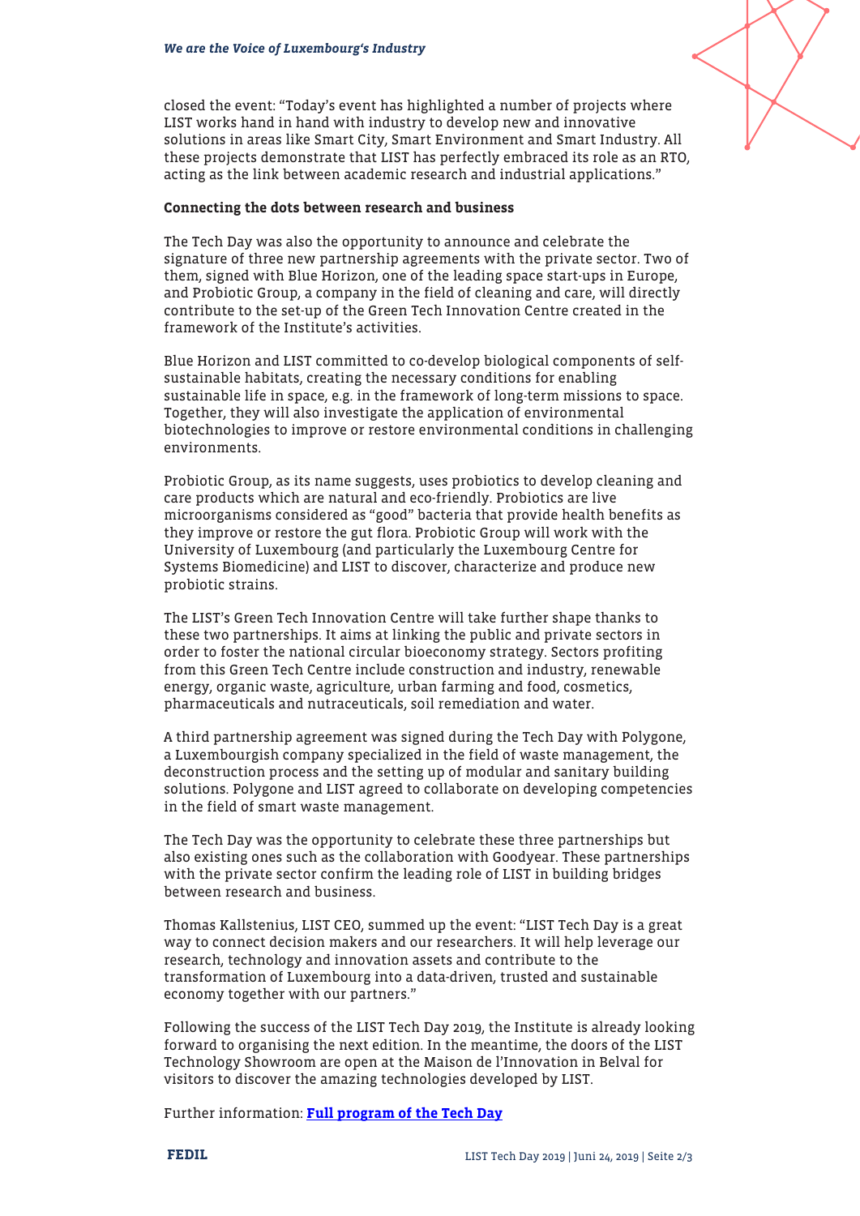closed the event: "Today's event has highlighted a number of projects where LIST works hand in hand with industry to develop new and innovative solutions in areas like Smart City, Smart Environment and Smart Industry. All these projects demonstrate that LIST has perfectly embraced its role as an RTO, acting as the link between academic research and industrial applications."

**Connecting the dots between research and business**

The Tech Day was also the opportunity to announce and celebrate the signature of three new partnership agreements with the private sector. Two of them, signed with Blue Horizon, one of the leading space start-ups in Europe, and Probiotic Group, a company in the field of cleaning and care, will directly contribute to the set-up of the Green Tech Innovation Centre created in the framework of the Institute's activities.

Blue Horizon and LIST committed to co-develop biological components of self-sustainable habitats, creating the necessary conditions for enabling sustainable life in space, e.g. in the framework of long-term missions to space. Together, they will also investigate the application of environmental biotechnologies to improve or restore environmental conditions in challenging environments.

Probiotic Group, as its name suggests, uses probiotics to develop cleaning and care products which are natural and eco-friendly. Probiotics are live microorganisms considered as "good" bacteria that provide health benefits as they improve or restore the gut flora. Probiotic Group will work with the University of Luxembourg (and particularly the Luxembourg Centre for Systems Biomedicine) and LIST to discover, characterize and produce new probiotic strains.

The LIST's Green Tech Innovation Centre will take further shape thanks to these two partnerships. It aims at linking the public and private sectors in order to foster the national circular bioeconomy strategy. Sectors profiting from this Green Tech Centre include construction and industry, renewable energy, organic waste, agriculture, urban farming and food, cosmetics, pharmaceuticals and nutraceuticals, soil remediation and water.

A third partnership agreement was signed during the Tech Day with Polygone, a Luxembourgish company specialized in the field of waste management, the deconstruction process and the setting up of modular and sanitary building solutions. Polygone and LIST agreed to collaborate on developing competencies in the field of smart waste management.

The Tech Day was the opportunity to celebrate these three partnerships but also existing ones such as the collaboration with Goodyear. These partnerships with the private sector confirm the leading role of LIST in building bridges between research and business.

Thomas Kallstenius, LIST CEO, summed up the event: "LIST Tech Day is a great way to connect decision makers and our researchers. It will help leverage our research, technology and innovation assets and contribute to the transformation of Luxembourg into a data-driven, trusted and sustainable economy together with our partners."

Following the success of the LIST Tech Day 2019, the Institute is already looking forward to organising the next edition. In the meantime, the doors of the LIST Technology Showroom are open at the Maison de l'Innovation in Belval for visitors to discover the amazing technologies developed by LIST.

Further information: **Full program of the Tech Day**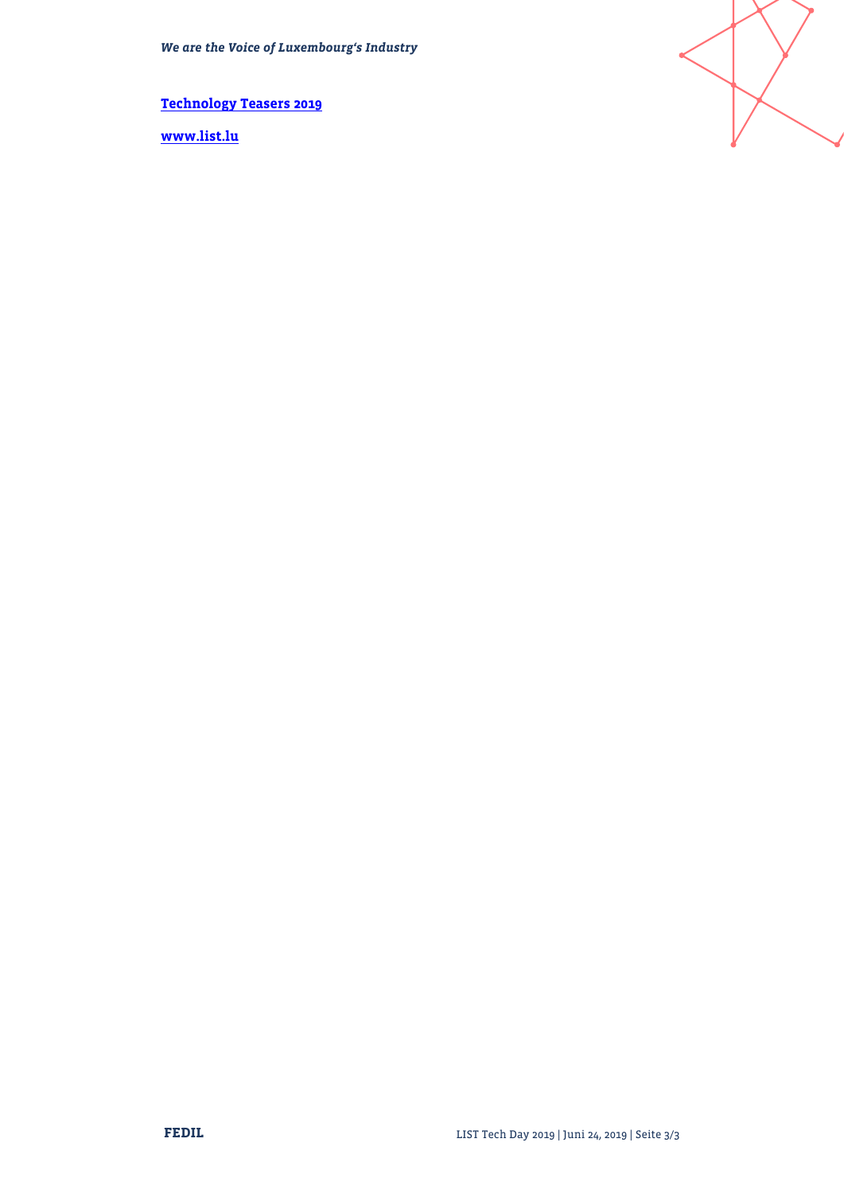*We are the Voice of Luxembourg's Industry*

**[Technology Teasers 2019]()**

**[www.list.lu]()**